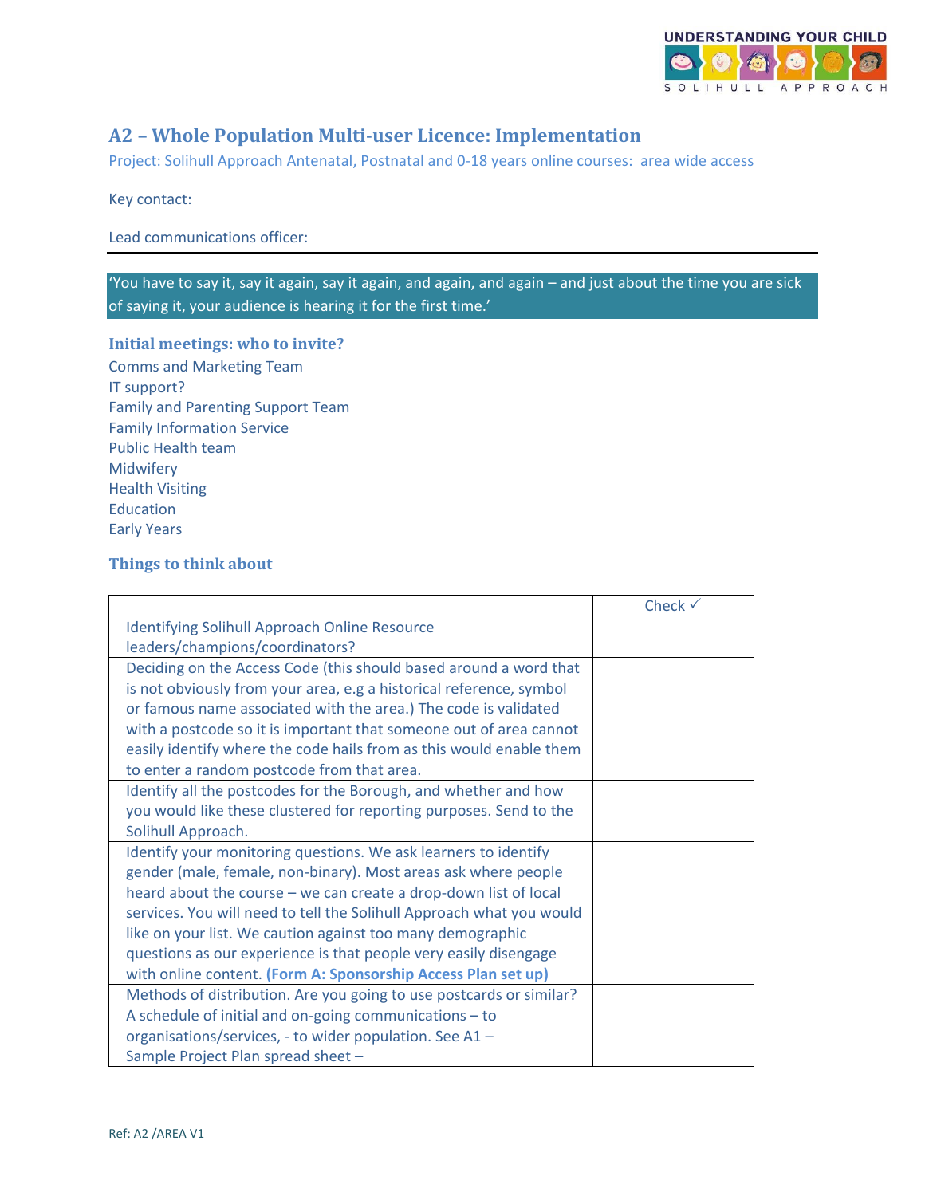UNDERSTANDING YOUR CHILD

SOLIHULL APPROACH

## A2 – Whole Population Multi-user Licence: Implementation

Project: Solihull Approach Antenatal, Postnatal and 0-18 years online courses: area wide access

Key contact:

Lead communications officer:

'You have to say it, say it again, say it again, and again, and again – and just about the time you are sick of saying it, your audience is hearing it for the first time.'

### Initial meetings: who to invite?

Comms and Marketing Team
IT support?
Family and Parenting Support Team
Family Information Service
Public Health team
Midwifery
Health Visiting
Education
Early Years

### Things to think about

| | Check ✓ |
|---|---|
| Identifying Solihull Approach Online Resource leaders/champions/coordinators? | |
| Deciding on the Access Code (this should based around a word that is not obviously from your area, e.g a historical reference, symbol or famous name associated with the area.) The code is validated with a postcode so it is important that someone out of area cannot easily identify where the code hails from as this would enable them to enter a random postcode from that area. | |
| Identify all the postcodes for the Borough, and whether and how you would like these clustered for reporting purposes. Send to the Solihull Approach. | |
| Identify your monitoring questions. We ask learners to identify gender (male, female, non-binary). Most areas ask where people heard about the course – we can create a drop-down list of local services. You will need to tell the Solihull Approach what you would like on your list. We caution against too many demographic questions as our experience is that people very easily disengage with online content. **(Form A: Sponsorship Access Plan set up)** | |
| Methods of distribution. Are you going to use postcards or similar? | |
| A schedule of initial and on-going communications – to organisations/services, - to wider population. See A1 – Sample Project Plan spread sheet – | |

Ref: A2 /AREA V1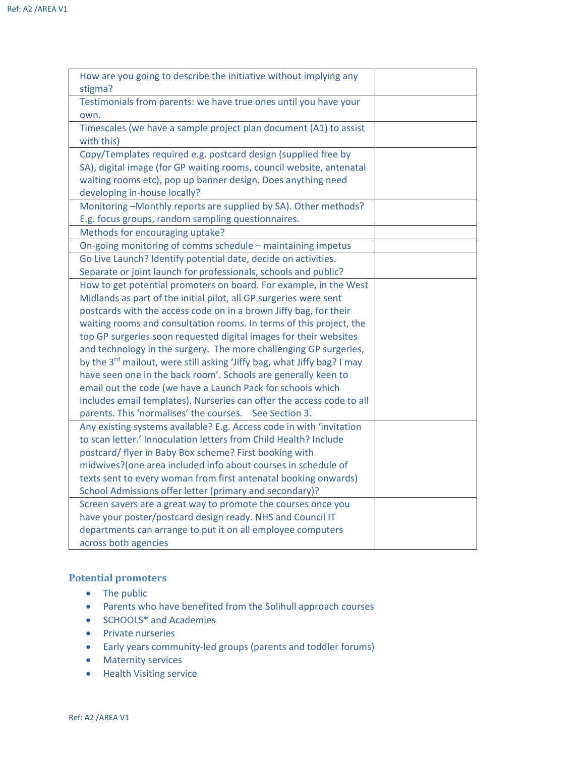| | |
|---|---|
| How are you going to describe the initiative without implying any stigma? | |
| Testimonials from parents: we have true ones until you have your own. | |
| Timescales (we have a sample project plan document (A1) to assist with this) | |
| Copy/Templates required e.g. postcard design (supplied free by SA), digital image (for GP waiting rooms, council website, antenatal waiting rooms etc), pop up banner design. Does anything need developing in-house locally? | |
| Monitoring –Monthly reports are supplied by SA). Other methods? E.g. focus groups, random sampling questionnaires. | |
| Methods for encouraging uptake? | |
| On-going monitoring of comms schedule – maintaining impetus | |
| Go Live Launch? Identify potential date, decide on activities. Separate or joint launch for professionals, schools and public? | |
| How to get potential promoters on board. For example, in the West Midlands as part of the initial pilot, all GP surgeries were sent postcards with the access code on in a brown Jiffy bag, for their waiting rooms and consultation rooms. In terms of this project, the top GP surgeries soon requested digital images for their websites and technology in the surgery. The more challenging GP surgeries, by the 3rd mailout, were still asking 'Jiffy bag, what Jiffy bag? I may have seen one in the back room'. Schools are generally keen to email out the code (we have a Launch Pack for schools which includes email templates). Nurseries can offer the access code to all parents. This 'normalises' the courses. See Section 3. | |
| Any existing systems available? E.g. Access code in with 'invitation to scan letter.' Innoculation letters from Child Health? Include postcard/ flyer in Baby Box scheme? First booking with midwives?(one area included info about courses in schedule of texts sent to every woman from first antenatal booking onwards) School Admissions offer letter (primary and secondary)? | |
| Screen savers are a great way to promote the courses once you have your poster/postcard design ready. NHS and Council IT departments can arrange to put it on all employee computers across both agencies | |

### Potential promoters

- The public
- Parents who have benefited from the Solihull approach courses
- SCHOOLS* and Academies
- Private nurseries
- Early years community-led groups (parents and toddler forums)
- Maternity services
- Health Visiting service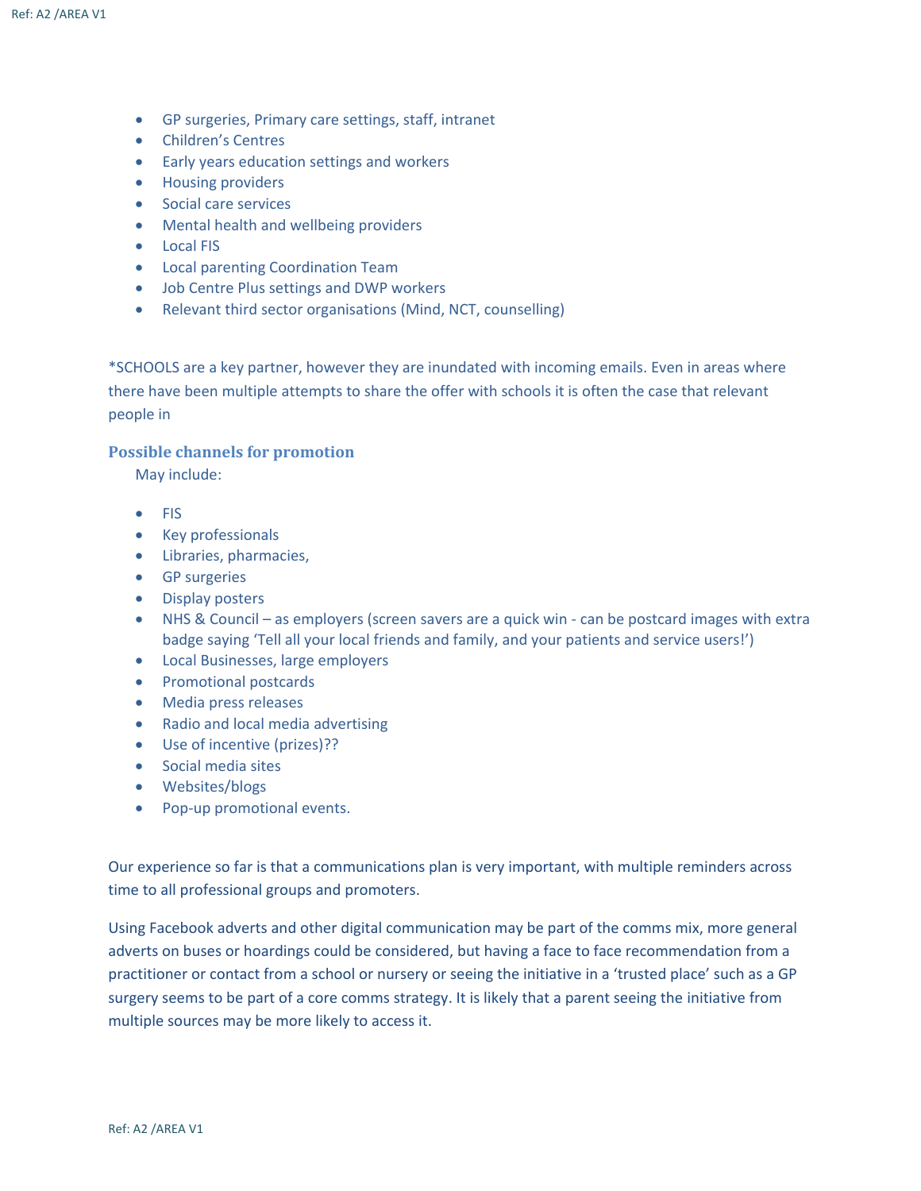- GP surgeries, Primary care settings, staff, intranet
- Children's Centres
- Early years education settings and workers
- Housing providers
- Social care services
- Mental health and wellbeing providers
- Local FIS
- Local parenting Coordination Team
- Job Centre Plus settings and DWP workers
- Relevant third sector organisations (Mind, NCT, counselling)

*SCHOOLS are a key partner, however they are inundated with incoming emails. Even in areas where there have been multiple attempts to share the offer with schools it is often the case that relevant people in

### Possible channels for promotion

May include:

- FIS
- Key professionals
- Libraries, pharmacies,
- GP surgeries
- Display posters
- NHS & Council – as employers (screen savers are a quick win - can be postcard images with extra badge saying 'Tell all your local friends and family, and your patients and service users!')
- Local Businesses, large employers
- Promotional postcards
- Media press releases
- Radio and local media advertising
- Use of incentive (prizes)??
- Social media sites
- Websites/blogs
- Pop-up promotional events.

Our experience so far is that a communications plan is very important, with multiple reminders across time to all professional groups and promoters.

Using Facebook adverts and other digital communication may be part of the comms mix, more general adverts on buses or hoardings could be considered, but having a face to face recommendation from a practitioner or contact from a school or nursery or seeing the initiative in a 'trusted place' such as a GP surgery seems to be part of a core comms strategy. It is likely that a parent seeing the initiative from multiple sources may be more likely to access it.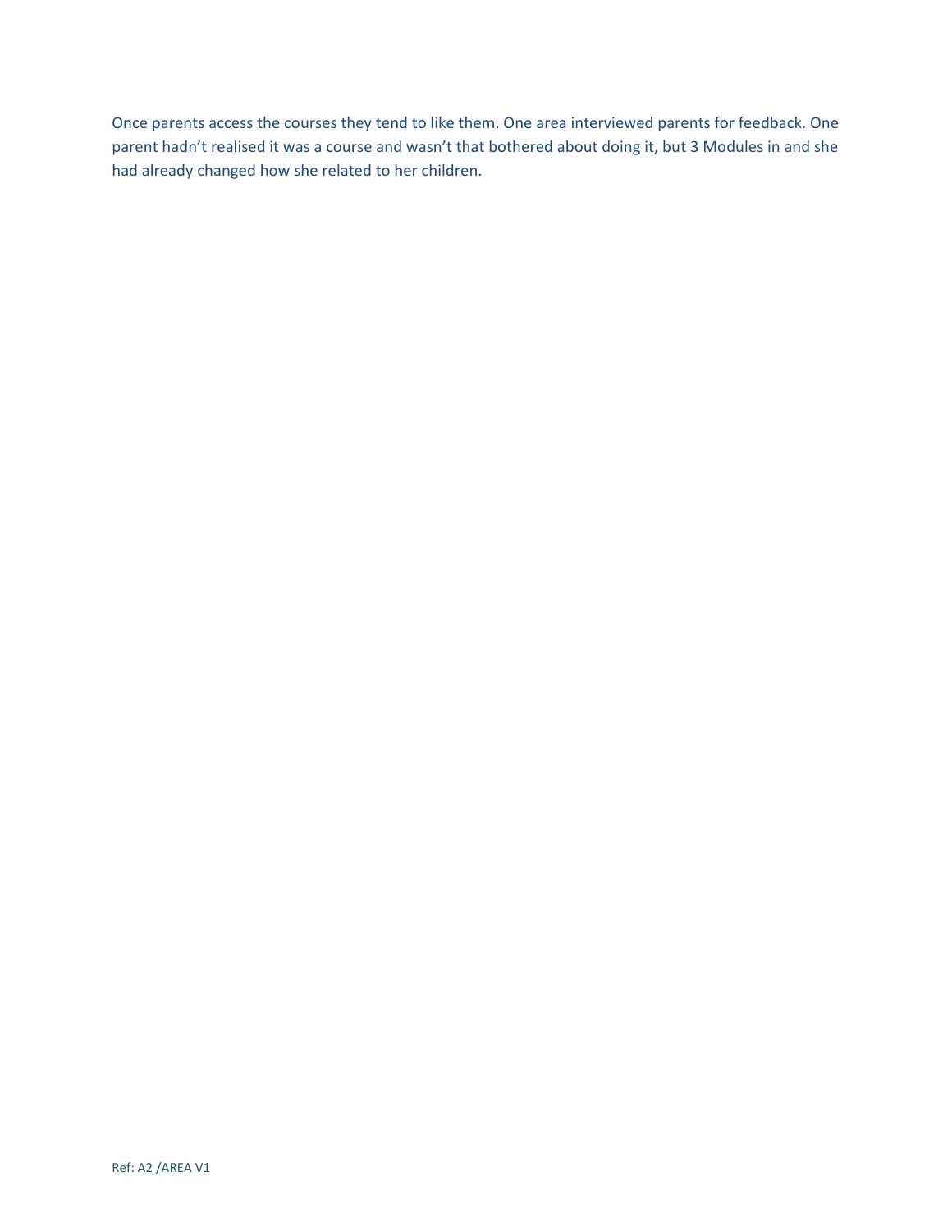Once parents access the courses they tend to like them. One area interviewed parents for feedback. One parent hadn't realised it was a course and wasn't that bothered about doing it, but 3 Modules in and she had already changed how she related to her children.